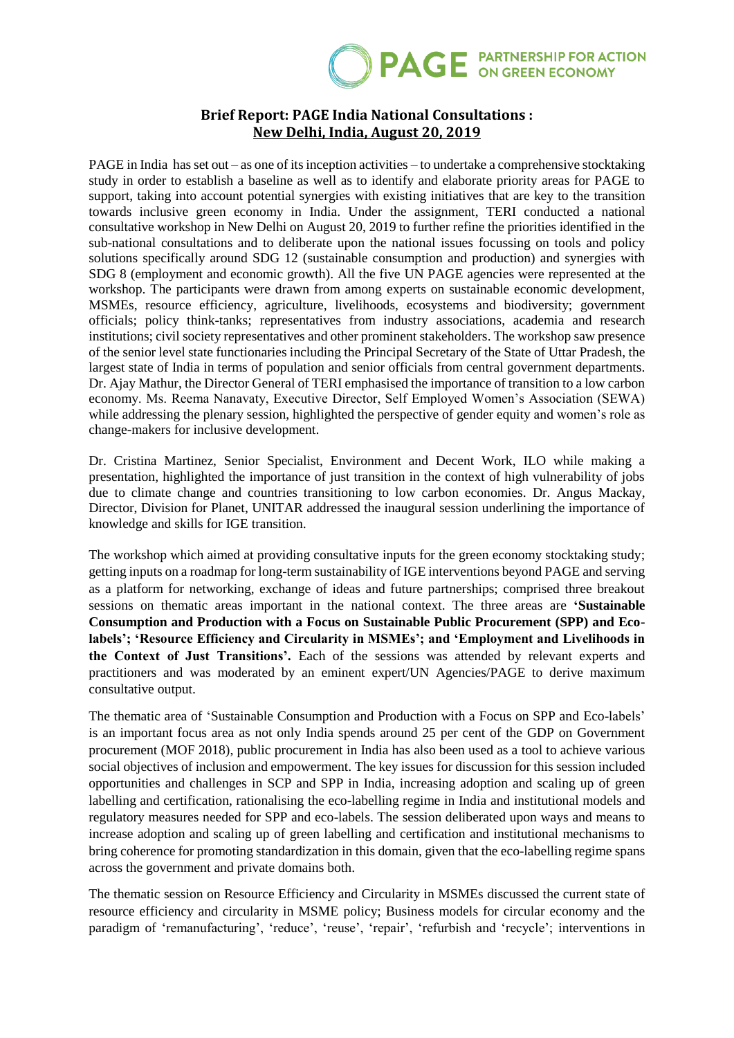## Brief Report: PAGE India National Consultations : New Delhi, India, August 20, 2019

PAGE in India has set out – as one of its inception activities – to undertake a comprehensive stocktaking study in order to establish a baseline as well as to identify and elaborate priority areas for PAGE to support, taking into account potential synergies with existing initiatives that are key to the transition towards inclusive green economy in India. Under the assignment, TERI conducted a national consultative workshop in New Delhi on August 20, 2019 to further refine the priorities identified in the sub-national consultations and to deliberate upon the national issues focussing on tools and policy solutions specifically around SDG 12 (sustainable consumption and production) and synergies with SDG 8 (employment and economic growth). All the five UN PAGE agencies were represented at the workshop. The participants were drawn from among experts on sustainable economic development, MSMEs, resource efficiency, agriculture, livelihoods, ecosystems and biodiversity; government officials; policy think-tanks; representatives from industry associations, academia and research institutions; civil society representatives and other prominent stakeholders. The workshop saw presence of the senior level state functionaries including the Principal Secretary of the State of Uttar Pradesh, the largest state of India in terms of population and senior officials from central government departments. Dr. Ajay Mathur, the Director General of TERI emphasised the importance of transition to a low carbon economy. Ms. Reema Nanavaty, Executive Director, Self Employed Women's Association (SEWA) while addressing the plenary session, highlighted the perspective of gender equity and women's role as change-makers for inclusive development.

Dr. Cristina Martinez, Senior Specialist, Environment and Decent Work, ILO while making a presentation, highlighted the importance of just transition in the context of high vulnerability of jobs due to climate change and countries transitioning to low carbon economies. Dr. Angus Mackay, Director, Division for Planet, UNITAR addressed the inaugural session underlining the importance of knowledge and skills for IGE transition.

The workshop which aimed at providing consultative inputs for the green economy stocktaking study; getting inputs on a roadmap for long-term sustainability of IGE interventions beyond PAGE and serving as a platform for networking, exchange of ideas and future partnerships; comprised three breakout sessions on thematic areas important in the national context. The three areas are **'Sustainable Consumption and Production with a Focus on Sustainable Public Procurement (SPP) and Eco-labels'; 'Resource Efficiency and Circularity in MSMEs'; and 'Employment and Livelihoods in the Context of Just Transitions'.** Each of the sessions was attended by relevant experts and practitioners and was moderated by an eminent expert/UN Agencies/PAGE to derive maximum consultative output.

The thematic area of 'Sustainable Consumption and Production with a Focus on SPP and Eco-labels' is an important focus area as not only India spends around 25 per cent of the GDP on Government procurement (MOF 2018), public procurement in India has also been used as a tool to achieve various social objectives of inclusion and empowerment. The key issues for discussion for this session included opportunities and challenges in SCP and SPP in India, increasing adoption and scaling up of green labelling and certification, rationalising the eco-labelling regime in India and institutional models and regulatory measures needed for SPP and eco-labels. The session deliberated upon ways and means to increase adoption and scaling up of green labelling and certification and institutional mechanisms to bring coherence for promoting standardization in this domain, given that the eco-labelling regime spans across the government and private domains both.

The thematic session on Resource Efficiency and Circularity in MSMEs discussed the current state of resource efficiency and circularity in MSME policy; Business models for circular economy and the paradigm of 'remanufacturing', 'reduce', 'reuse', 'repair', 'refurbish and 'recycle'; interventions in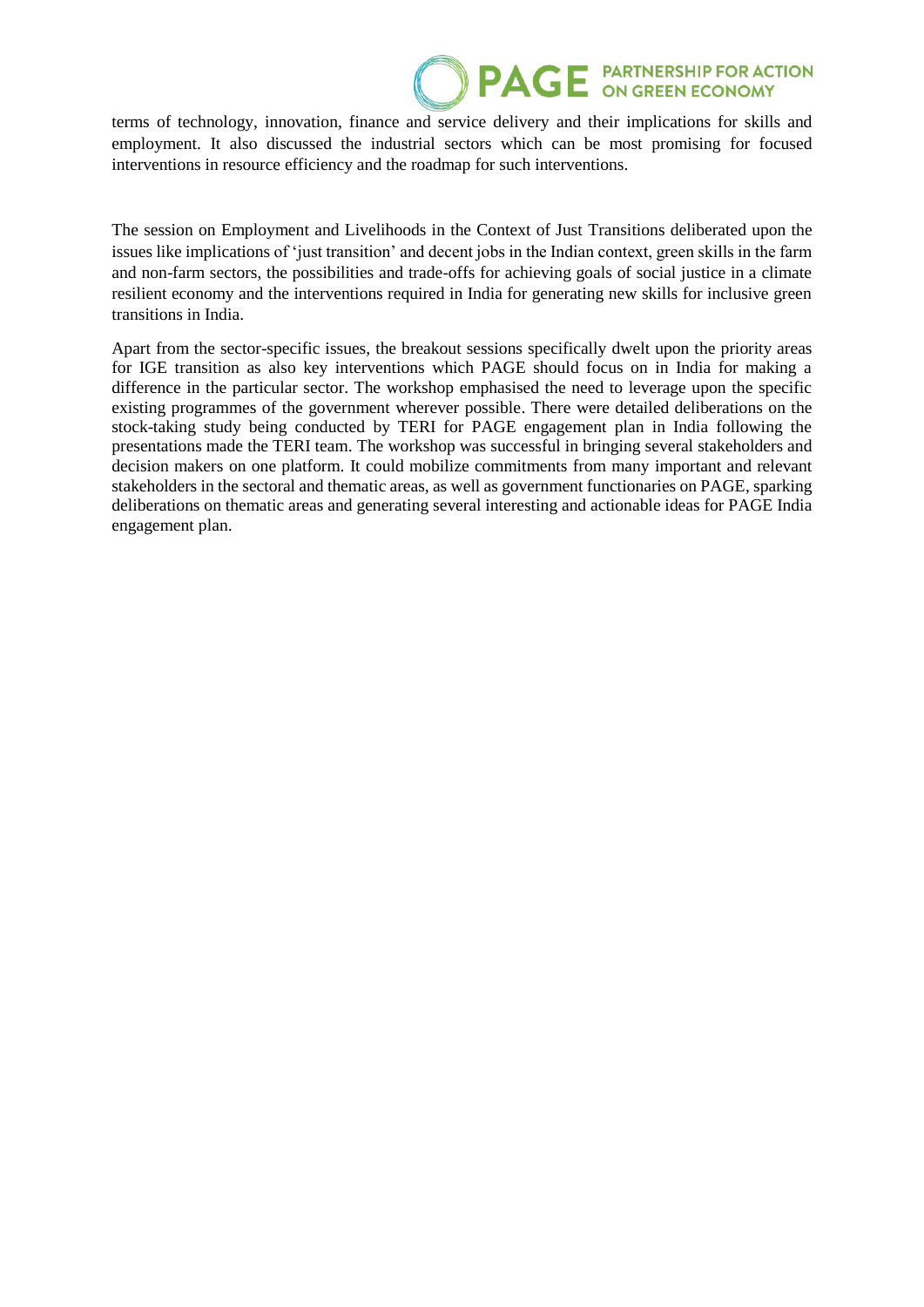terms of technology, innovation, finance and service delivery and their implications for skills and employment. It also discussed the industrial sectors which can be most promising for focused interventions in resource efficiency and the roadmap for such interventions.

The session on Employment and Livelihoods in the Context of Just Transitions deliberated upon the issues like implications of 'just transition' and decent jobs in the Indian context, green skills in the farm and non-farm sectors, the possibilities and trade-offs for achieving goals of social justice in a climate resilient economy and the interventions required in India for generating new skills for inclusive green transitions in India.

Apart from the sector-specific issues, the breakout sessions specifically dwelt upon the priority areas for IGE transition as also key interventions which PAGE should focus on in India for making a difference in the particular sector. The workshop emphasised the need to leverage upon the specific existing programmes of the government wherever possible. There were detailed deliberations on the stock-taking study being conducted by TERI for PAGE engagement plan in India following the presentations made the TERI team. The workshop was successful in bringing several stakeholders and decision makers on one platform. It could mobilize commitments from many important and relevant stakeholders in the sectoral and thematic areas, as well as government functionaries on PAGE, sparking deliberations on thematic areas and generating several interesting and actionable ideas for PAGE India engagement plan.